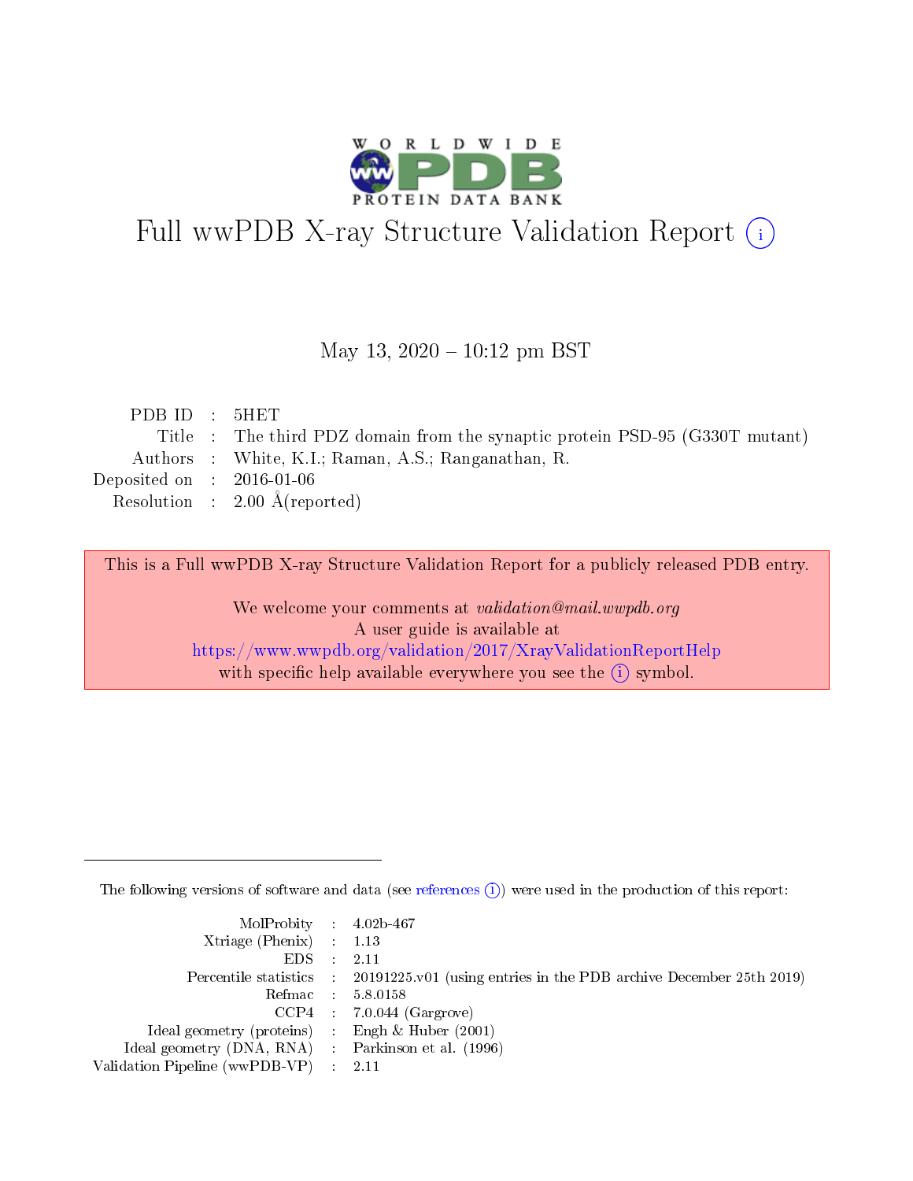# Full wwPDB X-ray Structure Validation Report ⓘ

May 13, 2020 – 10:12 pm BST

| | | |
|---|---|---|
| PDB ID | : | 5HET |
| Title | : | The third PDZ domain from the synaptic protein PSD-95 (G330T mutant) |
| Authors | : | White, K.I.; Raman, A.S.; Ranganathan, R. |
| Deposited on | : | 2016-01-06 |
| Resolution | : | 2.00 Å(reported) |

This is a Full wwPDB X-ray Structure Validation Report for a publicly released PDB entry.

We welcome your comments at *validation@mail.wwpdb.org*
A user guide is available at
https://www.wwpdb.org/validation/2017/XrayValidationReportHelp
with specific help available everywhere you see the ⓘ symbol.

---

The following versions of software and data (see references ⓘ) were used in the production of this report:

| | | |
|---|---|---|
| MolProbity | : | 4.02b-467 |
| Xtriage (Phenix) | : | 1.13 |
| EDS | : | 2.11 |
| Percentile statistics | : | 20191225.v01 (using entries in the PDB archive December 25th 2019) |
| Refmac | : | 5.8.0158 |
| CCP4 | : | 7.0.044 (Gargrove) |
| Ideal geometry (proteins) | : | Engh & Huber (2001) |
| Ideal geometry (DNA, RNA) | : | Parkinson et al. (1996) |
| Validation Pipeline (wwPDB-VP) | : | 2.11 |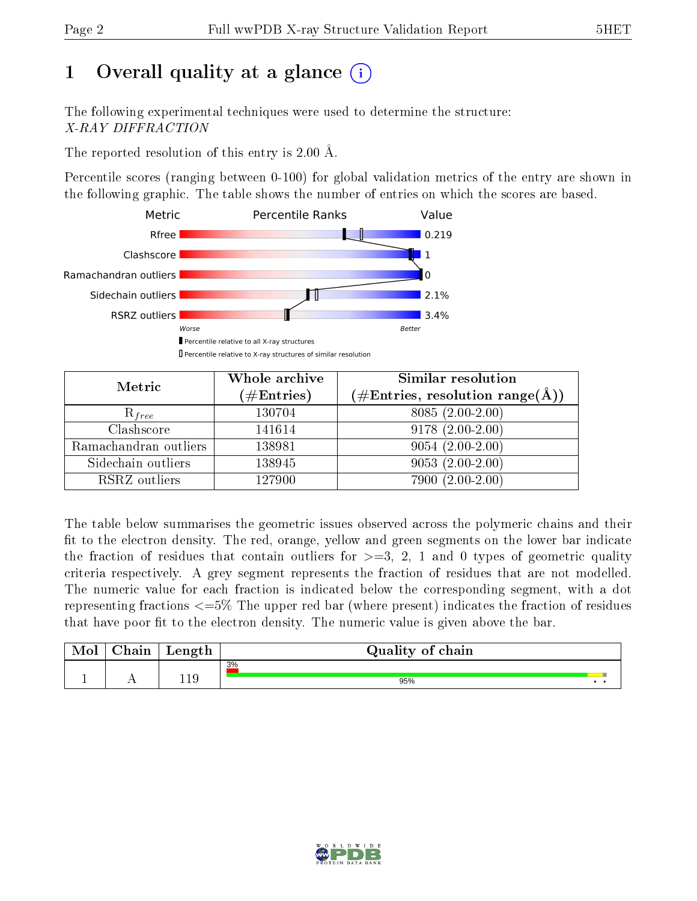# 1 Overall quality at a glance

The following experimental techniques were used to determine the structure:
*X-RAY DIFFRACTION*

The reported resolution of this entry is 2.00 Å.

Percentile scores (ranging between 0-100) for global validation metrics of the entry are shown in the following graphic. The table shows the number of entries on which the scores are based.

| Metric | Value |
|---|---|
| Rfree | 0.219 |
| Clashscore | 1 |
| Ramachandran outliers | 0 |
| Sidechain outliers | 2.1% |
| RSRZ outliers | 3.4% |

Worse — Better

▮ Percentile relative to all X-ray structures
▯ Percentile relative to X-ray structures of similar resolution

| Metric | Whole archive (#Entries) | Similar resolution (#Entries, resolution range(Å)) |
|---|---|---|
| $R_{free}$ | 130704 | 8085 (2.00-2.00) |
| Clashscore | 141614 | 9178 (2.00-2.00) |
| Ramachandran outliers | 138981 | 9054 (2.00-2.00) |
| Sidechain outliers | 138945 | 9053 (2.00-2.00) |
| RSRZ outliers | 127900 | 7900 (2.00-2.00) |

The table below summarises the geometric issues observed across the polymeric chains and their fit to the electron density. The red, orange, yellow and green segments on the lower bar indicate the fraction of residues that contain outliers for >=3, 2, 1 and 0 types of geometric quality criteria respectively. A grey segment represents the fraction of residues that are not modelled. The numeric value for each fraction is indicated below the corresponding segment, with a dot representing fractions <=5% The upper red bar (where present) indicates the fraction of residues that have poor fit to the electron density. The numeric value is given above the bar.

| Mol | Chain | Length | Quality of chain |
|---|---|---|---|
| 1 | A | 119 | 3% / 95% • • |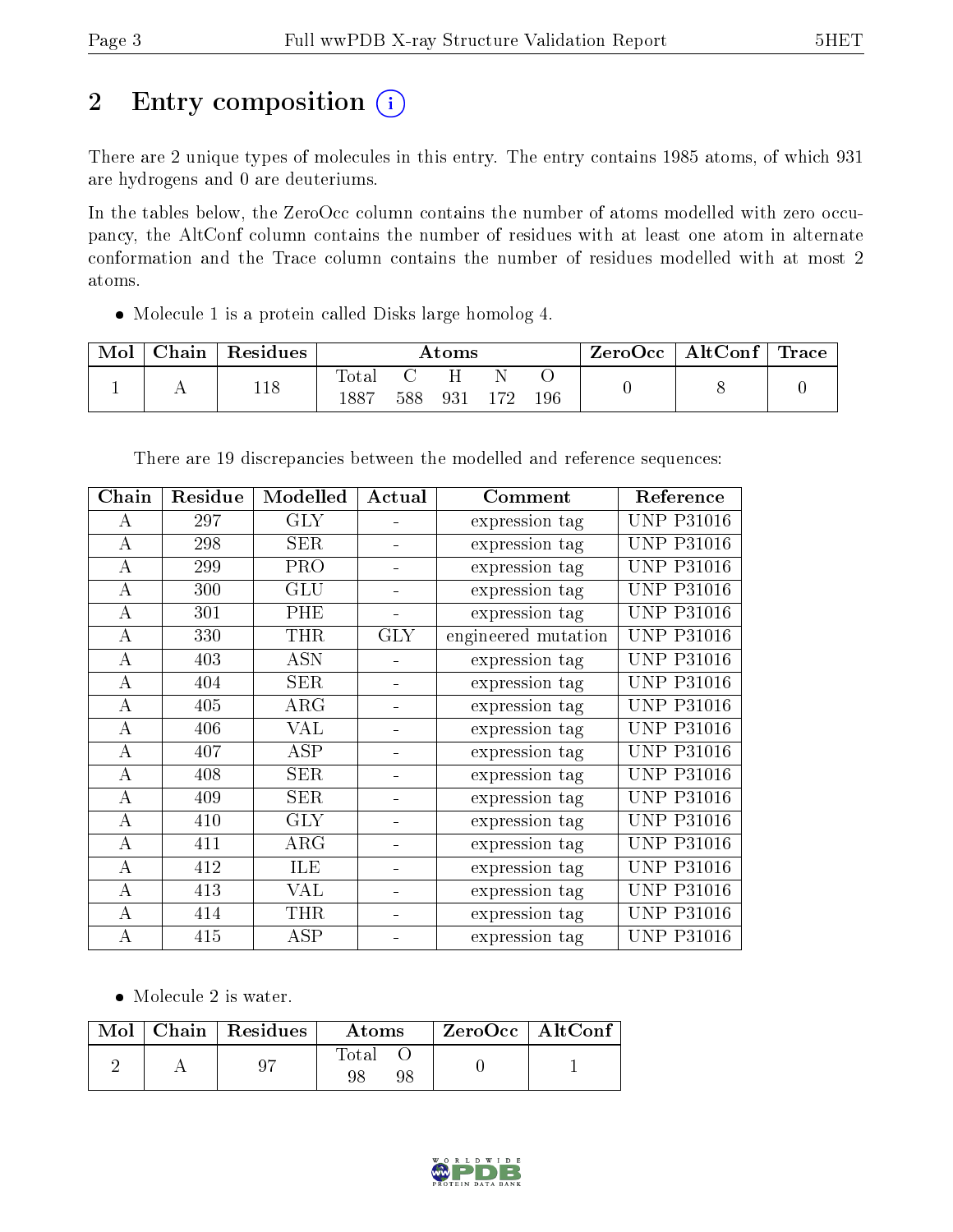# 2 Entry composition (i)

There are 2 unique types of molecules in this entry. The entry contains 1985 atoms, of which 931 are hydrogens and 0 are deuteriums.

In the tables below, the ZeroOcc column contains the number of atoms modelled with zero occupancy, the AltConf column contains the number of residues with at least one atom in alternate conformation and the Trace column contains the number of residues modelled with at most 2 atoms.

- Molecule 1 is a protein called Disks large homolog 4.

| Mol | Chain | Residues | Atoms | | | | | ZeroOcc | AltConf | Trace |
|---|---|---|---|---|---|---|---|---|---|---|
| 1 | A | 118 | Total 1887 | C 588 | H 931 | N 172 | O 196 | 0 | 8 | 0 |

There are 19 discrepancies between the modelled and reference sequences:

| Chain | Residue | Modelled | Actual | Comment | Reference |
|---|---|---|---|---|---|
| A | 297 | GLY | - | expression tag | UNP P31016 |
| A | 298 | SER | - | expression tag | UNP P31016 |
| A | 299 | PRO | - | expression tag | UNP P31016 |
| A | 300 | GLU | - | expression tag | UNP P31016 |
| A | 301 | PHE | - | expression tag | UNP P31016 |
| A | 330 | THR | GLY | engineered mutation | UNP P31016 |
| A | 403 | ASN | - | expression tag | UNP P31016 |
| A | 404 | SER | - | expression tag | UNP P31016 |
| A | 405 | ARG | - | expression tag | UNP P31016 |
| A | 406 | VAL | - | expression tag | UNP P31016 |
| A | 407 | ASP | - | expression tag | UNP P31016 |
| A | 408 | SER | - | expression tag | UNP P31016 |
| A | 409 | SER | - | expression tag | UNP P31016 |
| A | 410 | GLY | - | expression tag | UNP P31016 |
| A | 411 | ARG | - | expression tag | UNP P31016 |
| A | 412 | ILE | - | expression tag | UNP P31016 |
| A | 413 | VAL | - | expression tag | UNP P31016 |
| A | 414 | THR | - | expression tag | UNP P31016 |
| A | 415 | ASP | - | expression tag | UNP P31016 |

- Molecule 2 is water.

| Mol | Chain | Residues | Atoms | | ZeroOcc | AltConf |
|---|---|---|---|---|---|---|
| 2 | A | 97 | Total 98 | O 98 | 0 | 1 |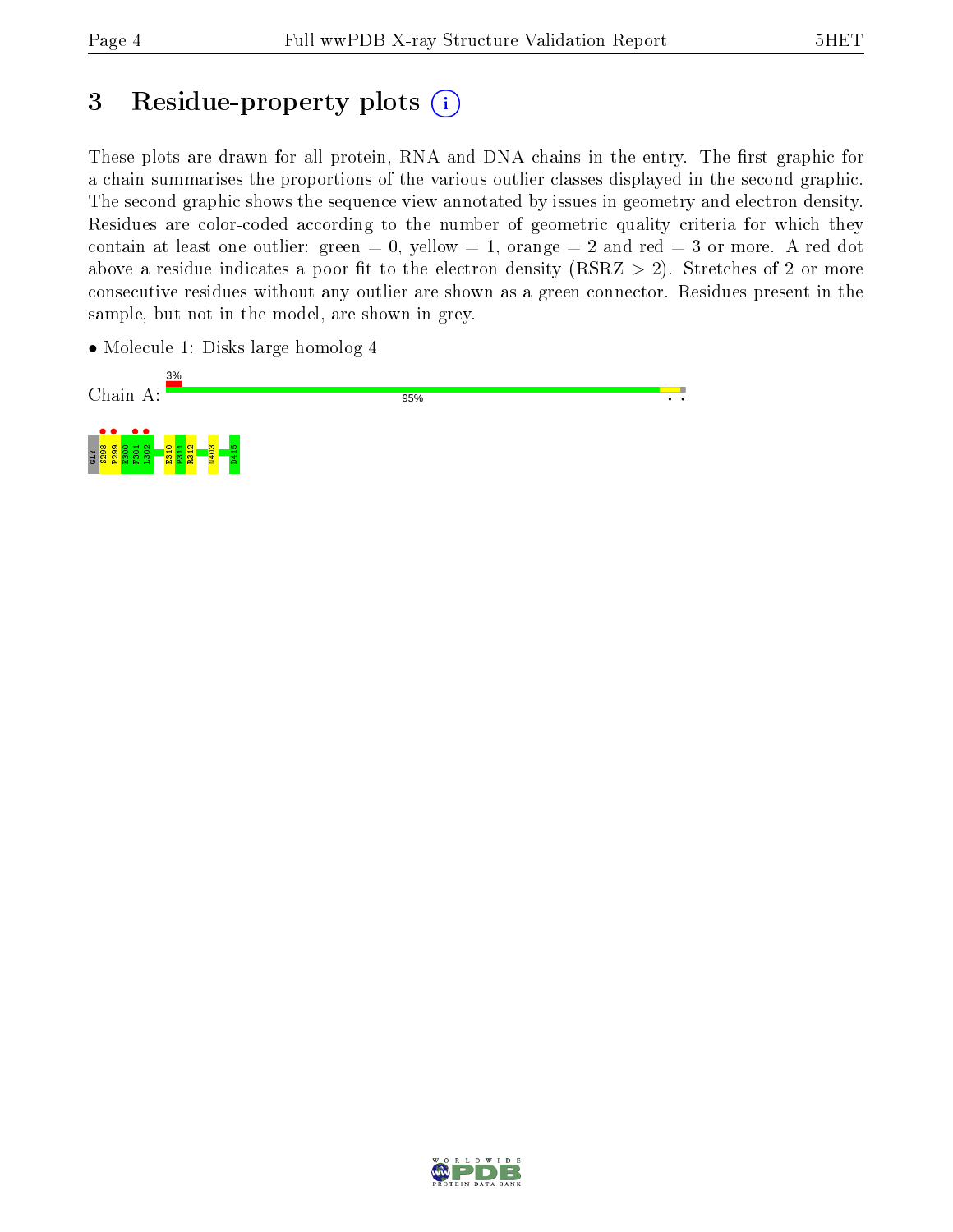# 3 Residue-property plots (i)

These plots are drawn for all protein, RNA and DNA chains in the entry. The first graphic for a chain summarises the proportions of the various outlier classes displayed in the second graphic. The second graphic shows the sequence view annotated by issues in geometry and electron density. Residues are color-coded according to the number of geometric quality criteria for which they contain at least one outlier: green = 0, yellow = 1, orange = 2 and red = 3 or more. A red dot above a residue indicates a poor fit to the electron density (RSRZ > 2). Stretches of 2 or more consecutive residues without any outlier are shown as a green connector. Residues present in the sample, but not in the model, are shown in grey.

- Molecule 1: Disks large homolog 4

Chain A: 3% 95%

GLY S298 P299 E300 F301 L302 E310 P311 R312 N403 D415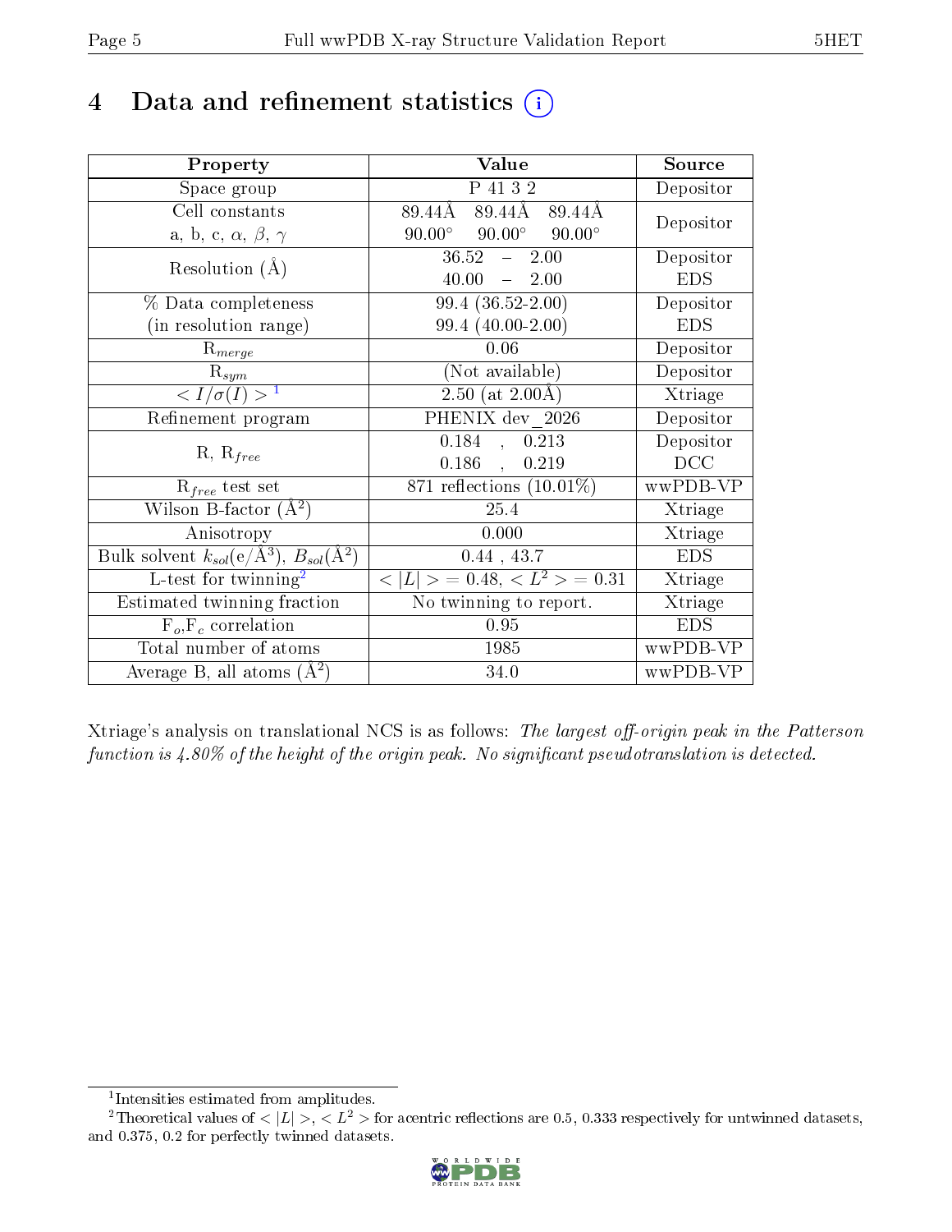# 4 Data and refinement statistics (i)

| Property | Value | Source |
|---|---|---|
| Space group | P 41 3 2 | Depositor |
| Cell constants<br>a, b, c, $\alpha$, $\beta$, $\gamma$ | 89.44Å 89.44Å 89.44Å<br>90.00° 90.00° 90.00° | Depositor |
| Resolution (Å) | 36.52 – 2.00<br>40.00 – 2.00 | Depositor<br>EDS |
| % Data completeness<br>(in resolution range) | 99.4 (36.52-2.00)<br>99.4 (40.00-2.00) | Depositor<br>EDS |
| $R_{merge}$ | 0.06 | Depositor |
| $R_{sym}$ | (Not available) | Depositor |
| $< I/\sigma(I) >$ [1] | 2.50 (at 2.00Å) | Xtriage |
| Refinement program | PHENIX dev_2026 | Depositor |
| R, $R_{free}$ | 0.184 , 0.213<br>0.186 , 0.219 | Depositor<br>DCC |
| $R_{free}$ test set | 871 reflections (10.01%) | wwPDB-VP |
| Wilson B-factor (Å$^2$) | 25.4 | Xtriage |
| Anisotropy | 0.000 | Xtriage |
| Bulk solvent $k_{sol}$(e/Å$^3$), $B_{sol}$(Å$^2$) | 0.44 , 43.7 | EDS |
| L-test for twinning[2] | $< \|L\| >$ = 0.48, $< L^2 >$ = 0.31 | Xtriage |
| Estimated twinning fraction | No twinning to report. | Xtriage |
| $F_o$,$F_c$ correlation | 0.95 | EDS |
| Total number of atoms | 1985 | wwPDB-VP |
| Average B, all atoms (Å$^2$) | 34.0 | wwPDB-VP |

Xtriage's analysis on translational NCS is as follows: *The largest off-origin peak in the Patterson function is 4.80% of the height of the origin peak. No significant pseudotranslation is detected.*

[1] Intensities estimated from amplitudes.

[2] Theoretical values of $< |L| >$, $< L^2 >$ for acentric reflections are 0.5, 0.333 respectively for untwinned datasets, and 0.375, 0.2 for perfectly twinned datasets.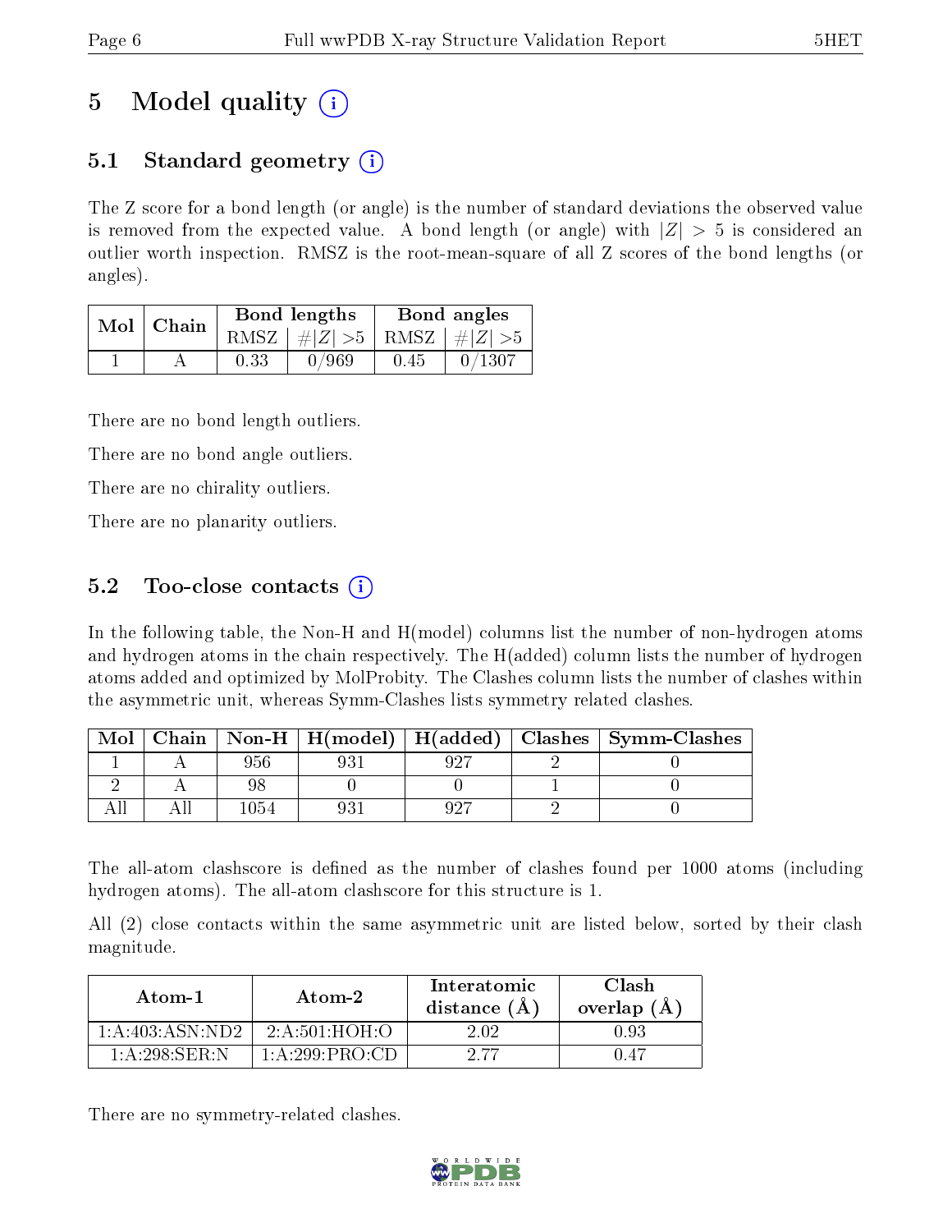# 5 Model quality (i)

## 5.1 Standard geometry (i)

The Z score for a bond length (or angle) is the number of standard deviations the observed value is removed from the expected value. A bond length (or angle) with $|Z| > 5$ is considered an outlier worth inspection. RMSZ is the root-mean-square of all Z scores of the bond lengths (or angles).

| Mol | Chain | Bond lengths | | Bond angles | |
|---|---|---|---|---|---|
| | | RMSZ | $\#\|Z\| > 5$ | RMSZ | $\#\|Z\| > 5$ |
| 1 | A | 0.33 | 0/969 | 0.45 | 0/1307 |

There are no bond length outliers.

There are no bond angle outliers.

There are no chirality outliers.

There are no planarity outliers.

## 5.2 Too-close contacts (i)

In the following table, the Non-H and H(model) columns list the number of non-hydrogen atoms and hydrogen atoms in the chain respectively. The H(added) column lists the number of hydrogen atoms added and optimized by MolProbity. The Clashes column lists the number of clashes within the asymmetric unit, whereas Symm-Clashes lists symmetry related clashes.

| Mol | Chain | Non-H | H(model) | H(added) | Clashes | Symm-Clashes |
|---|---|---|---|---|---|---|
| 1 | A | 956 | 931 | 927 | 2 | 0 |
| 2 | A | 98 | 0 | 0 | 1 | 0 |
| All | All | 1054 | 931 | 927 | 2 | 0 |

The all-atom clashscore is defined as the number of clashes found per 1000 atoms (including hydrogen atoms). The all-atom clashscore for this structure is 1.

All (2) close contacts within the same asymmetric unit are listed below, sorted by their clash magnitude.

| Atom-1 | Atom-2 | Interatomic distance (Å) | Clash overlap (Å) |
|---|---|---|---|
| 1:A:403:ASN:ND2 | 2:A:501:HOH:O | 2.02 | 0.93 |
| 1:A:298:SER:N | 1:A:299:PRO:CD | 2.77 | 0.47 |

There are no symmetry-related clashes.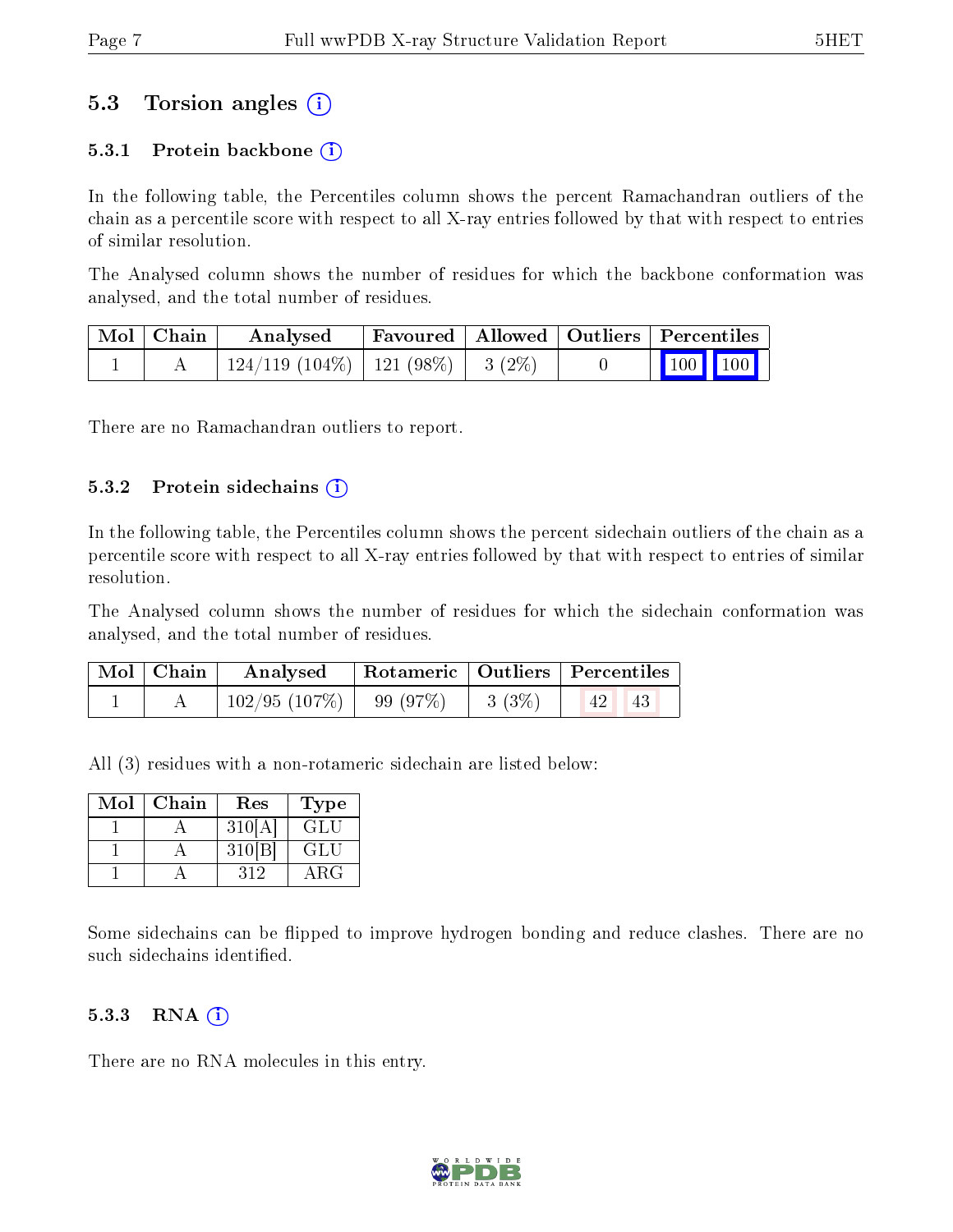## 5.3 Torsion angles ⓘ

### 5.3.1 Protein backbone ⓘ

In the following table, the Percentiles column shows the percent Ramachandran outliers of the chain as a percentile score with respect to all X-ray entries followed by that with respect to entries of similar resolution.

The Analysed column shows the number of residues for which the backbone conformation was analysed, and the total number of residues.

| Mol | Chain | Analysed | Favoured | Allowed | Outliers | Percentiles | |
|---|---|---|---|---|---|---|---|
| 1 | A | 124/119 (104%) | 121 (98%) | 3 (2%) | 0 | 100 | 100 |

There are no Ramachandran outliers to report.

### 5.3.2 Protein sidechains ⓘ

In the following table, the Percentiles column shows the percent sidechain outliers of the chain as a percentile score with respect to all X-ray entries followed by that with respect to entries of similar resolution.

The Analysed column shows the number of residues for which the sidechain conformation was analysed, and the total number of residues.

| Mol | Chain | Analysed | Rotameric | Outliers | Percentiles | |
|---|---|---|---|---|---|---|
| 1 | A | 102/95 (107%) | 99 (97%) | 3 (3%) | 42 | 43 |

All (3) residues with a non-rotameric sidechain are listed below:

| Mol | Chain | Res | Type |
|---|---|---|---|
| 1 | A | 310[A] | GLU |
| 1 | A | 310[B] | GLU |
| 1 | A | 312 | ARG |

Some sidechains can be flipped to improve hydrogen bonding and reduce clashes. There are no such sidechains identified.

### 5.3.3 RNA ⓘ

There are no RNA molecules in this entry.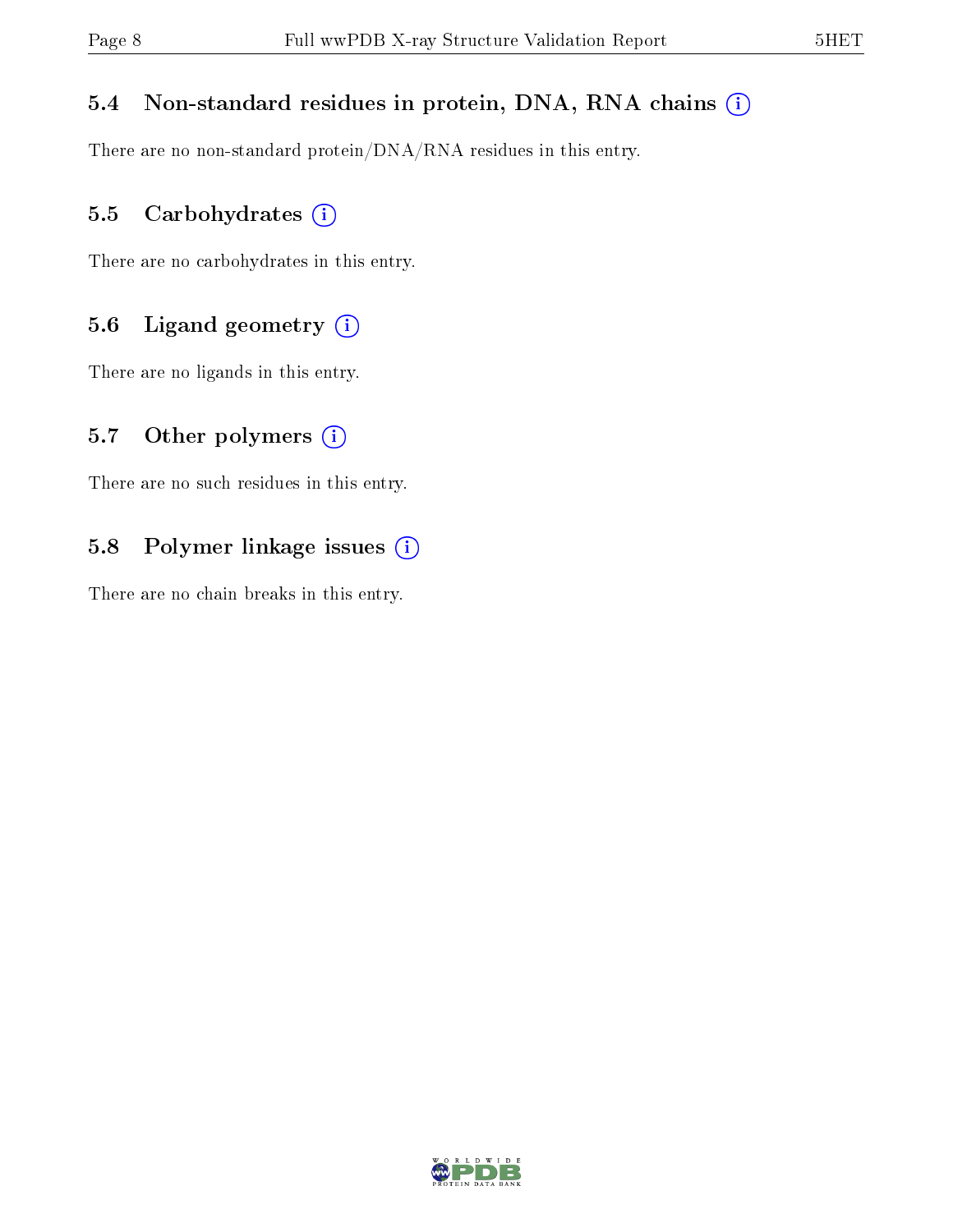### 5.4 Non-standard residues in protein, DNA, RNA chains

There are no non-standard protein/DNA/RNA residues in this entry.

### 5.5 Carbohydrates

There are no carbohydrates in this entry.

### 5.6 Ligand geometry

There are no ligands in this entry.

### 5.7 Other polymers

There are no such residues in this entry.

### 5.8 Polymer linkage issues

There are no chain breaks in this entry.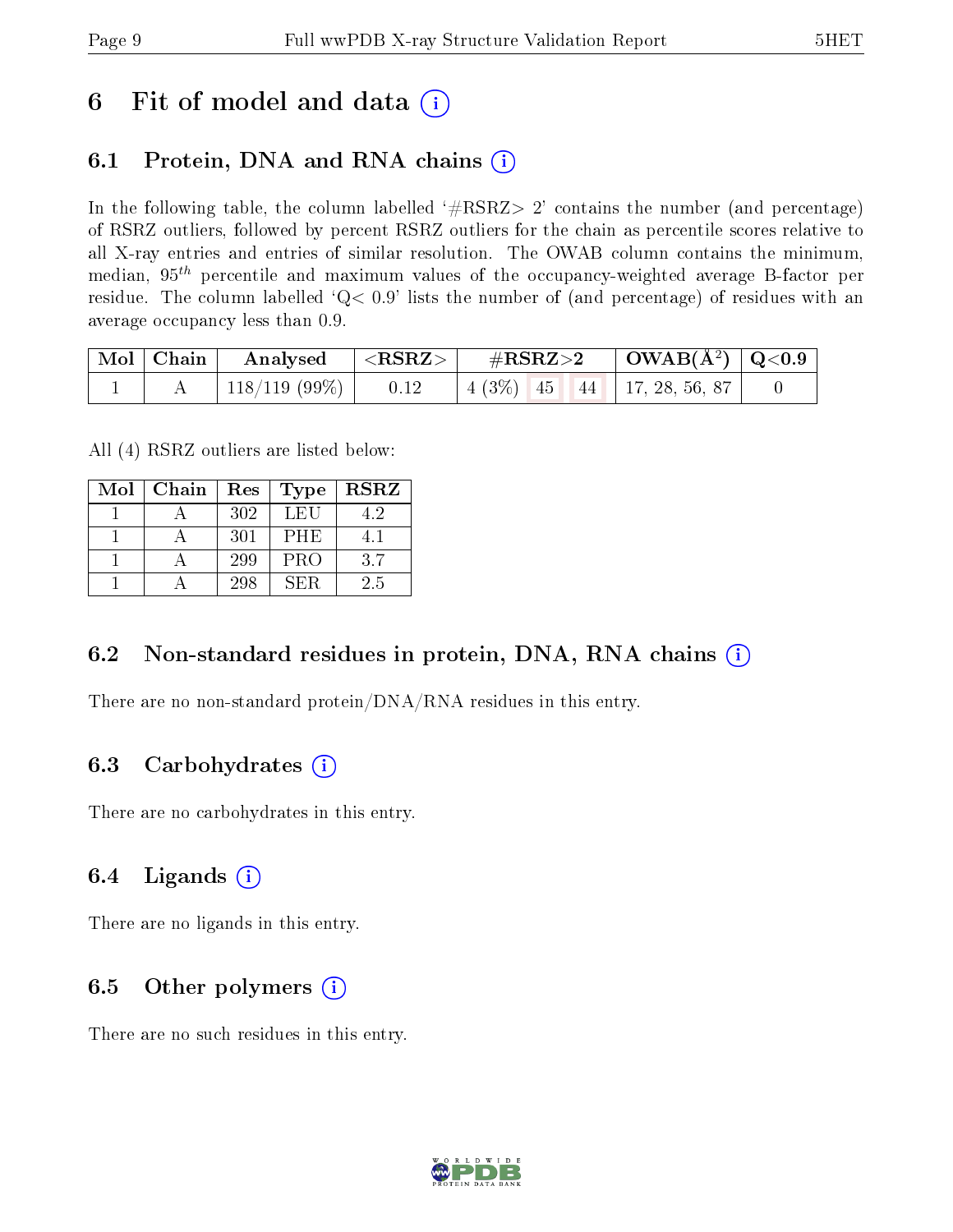# 6 Fit of model and data (i)

## 6.1 Protein, DNA and RNA chains (i)

In the following table, the column labelled '#RSRZ> 2' contains the number (and percentage) of RSRZ outliers, followed by percent RSRZ outliers for the chain as percentile scores relative to all X-ray entries and entries of similar resolution. The OWAB column contains the minimum, median, $95^{th}$ percentile and maximum values of the occupancy-weighted average B-factor per residue. The column labelled 'Q< 0.9' lists the number of (and percentage) of residues with an average occupancy less than 0.9.

| Mol | Chain | Analysed | <RSRZ> | #RSRZ>2 | | | OWAB(Å$^2$) | Q<0.9 |
|---|---|---|---|---|---|---|---|---|
| 1 | A | 118/119 (99%) | 0.12 | 4 (3%) | 45 | 44 | 17, 28, 56, 87 | 0 |

All (4) RSRZ outliers are listed below:

| Mol | Chain | Res | Type | RSRZ |
|---|---|---|---|---|
| 1 | A | 302 | LEU | 4.2 |
| 1 | A | 301 | PHE | 4.1 |
| 1 | A | 299 | PRO | 3.7 |
| 1 | A | 298 | SER | 2.5 |

## 6.2 Non-standard residues in protein, DNA, RNA chains (i)

There are no non-standard protein/DNA/RNA residues in this entry.

## 6.3 Carbohydrates (i)

There are no carbohydrates in this entry.

## 6.4 Ligands (i)

There are no ligands in this entry.

## 6.5 Other polymers (i)

There are no such residues in this entry.